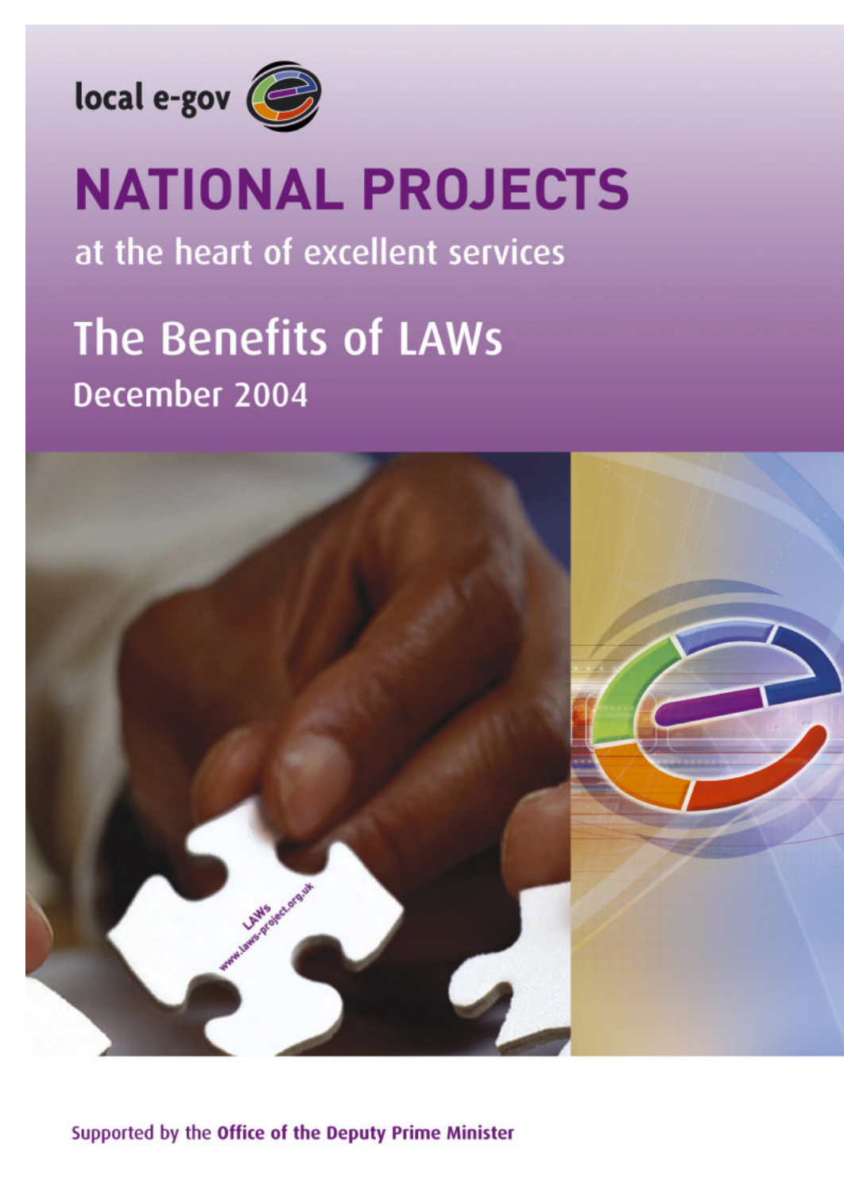local e-gov

# NATIONAL PROJECTS

at the heart of excellent services

## The Benefits of LAWs

December 2004

Supported by the **Office of the Deputy Prime Minister**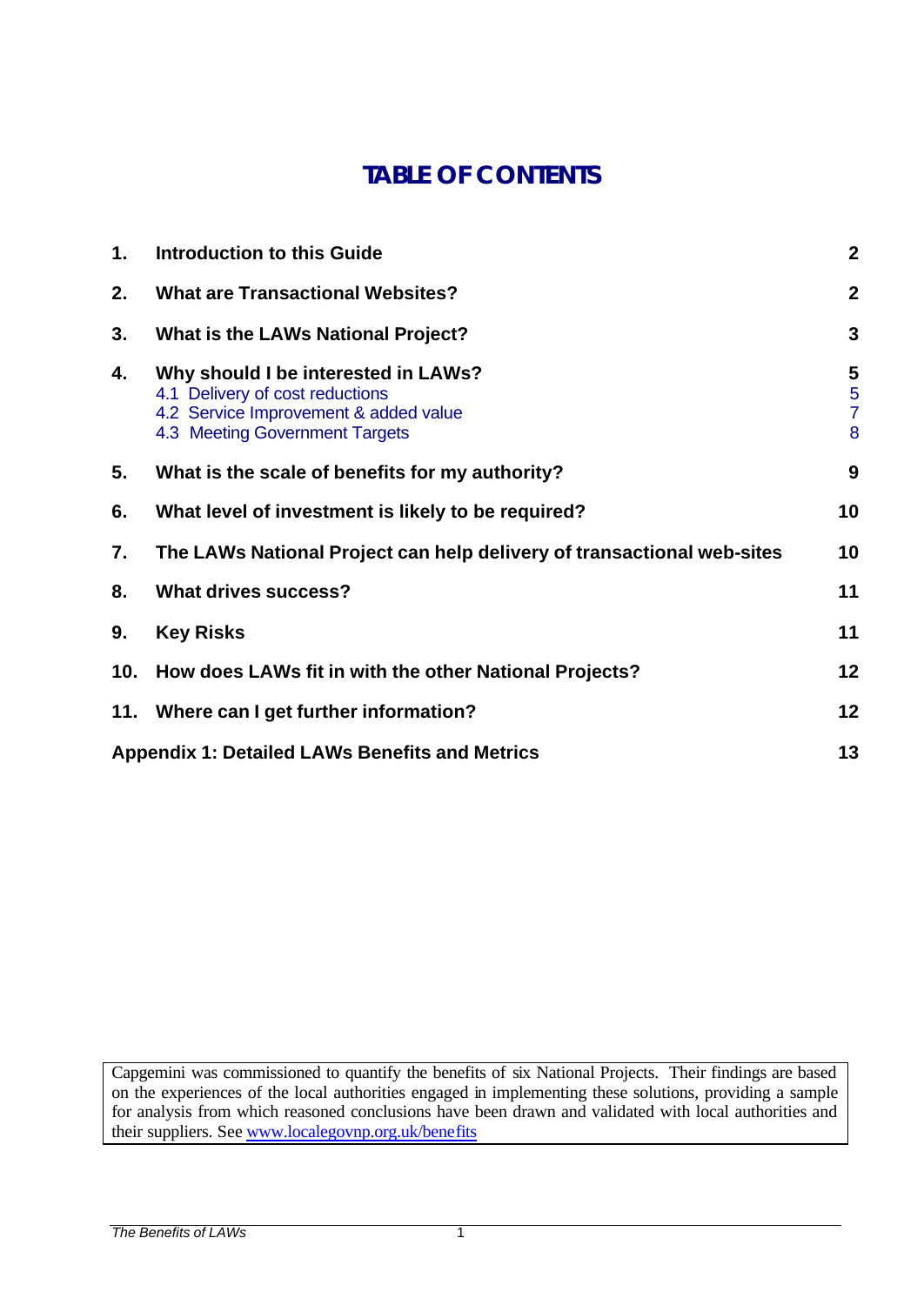# TABLE OF CONTENTS

| | | |
|---|---|---|
| **1.** | **Introduction to this Guide** | **2** |
| **2.** | **What are Transactional Websites?** | **2** |
| **3.** | **What is the LAWs National Project?** | **3** |
| **4.** | **Why should I be interested in LAWs?** | **5** |
| | 4.1 Delivery of cost reductions | 5 |
| | 4.2 Service Improvement & added value | 7 |
| | 4.3 Meeting Government Targets | 8 |
| **5.** | **What is the scale of benefits for my authority?** | **9** |
| **6.** | **What level of investment is likely to be required?** | **10** |
| **7.** | **The LAWs National Project can help delivery of transactional web-sites** | **10** |
| **8.** | **What drives success?** | **11** |
| **9.** | **Key Risks** | **11** |
| **10.** | **How does LAWs fit in with the other National Projects?** | **12** |
| **11.** | **Where can I get further information?** | **12** |
| **Appendix 1: Detailed LAWs Benefits and Metrics** | | **13** |

Capgemini was commissioned to quantify the benefits of six National Projects. Their findings are based on the experiences of the local authorities engaged in implementing these solutions, providing a sample for analysis from which reasoned conclusions have been drawn and validated with local authorities and their suppliers. See www.localegovnp.org.uk/benefits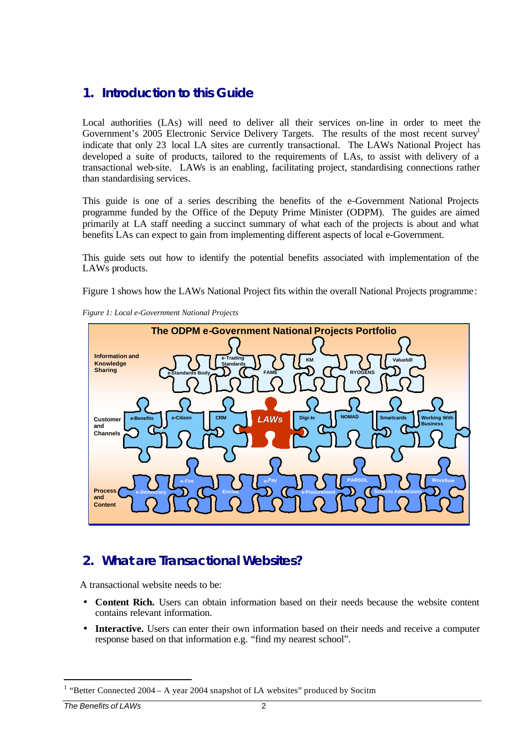## 1. Introduction to this Guide

Local authorities (LAs) will need to deliver all their services on-line in order to meet the Government's 2005 Electronic Service Delivery Targets. The results of the most recent survey[1] indicate that only 23 local LA sites are currently transactional. The LAWs National Project has developed a suite of products, tailored to the requirements of LAs, to assist with delivery of a transactional web-site. LAWs is an enabling, facilitating project, standardising connections rather than standardising services.

This guide is one of a series describing the benefits of the e-Government National Projects programme funded by the Office of the Deputy Prime Minister (ODPM). The guides are aimed primarily at LA staff needing a succinct summary of what each of the projects is about and what benefits LAs can expect to gain from implementing different aspects of local e-Government.

This guide sets out how to identify the potential benefits associated with implementation of the LAWs products.

Figure 1 shows how the LAWs National Project fits within the overall National Projects programme:

*Figure 1: Local e-Government National Projects*

## 2. What are Transactional Websites?

A transactional website needs to be:

- **Content Rich.** Users can obtain information based on their needs because the website content contains relevant information.
- **Interactive.** Users can enter their own information based on their needs and receive a computer response based on that information e.g. "find my nearest school".

[1] "Better Connected 2004 – A year 2004 snapshot of LA websites" produced by Socitm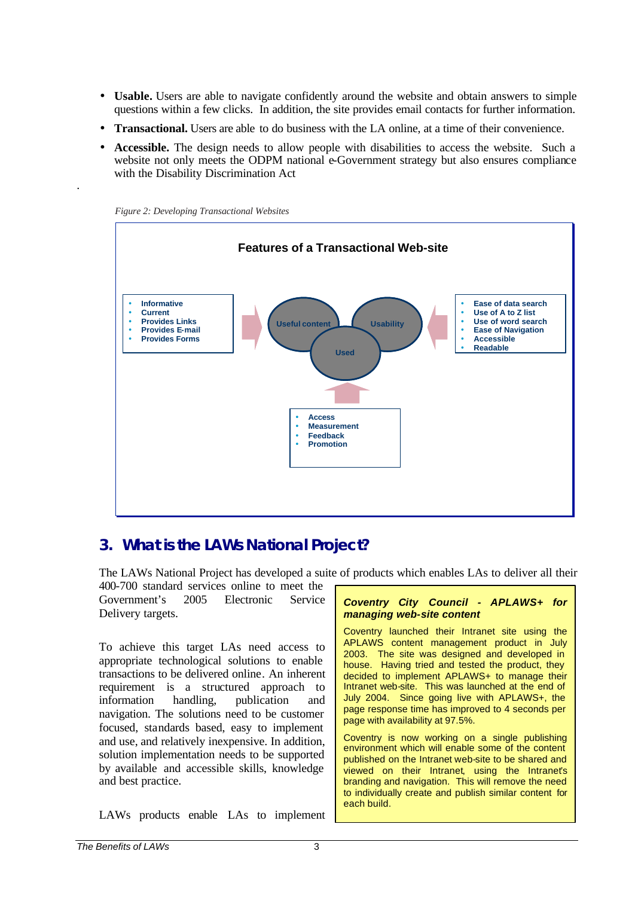- **Usable.** Users are able to navigate confidently around the website and obtain answers to simple questions within a few clicks. In addition, the site provides email contacts for further information.
- **Transactional.** Users are able to do business with the LA online, at a time of their convenience.
- **Accessible.** The design needs to allow people with disabilities to access the website. Such a website not only meets the ODPM national e-Government strategy but also ensures compliance with the Disability Discrimination Act

*Figure 2: Developing Transactional Websites*

**Features of a Transactional Web-site**

- Informative
- Current
- Provides Links
- Provides E-mail
- Provides Forms

Useful content

Usability

Used

- Ease of data search
- Use of A to Z list
- Use of word search
- Ease of Navigation
- Accessible
- Readable

- Access
- Measurement
- Feedback
- Promotion

## 3. What is the LAWs National Project?

The LAWs National Project has developed a suite of products which enables LAs to deliver all their 400-700 standard services online to meet the Government's 2005 Electronic Service Delivery targets.

To achieve this target LAs need access to appropriate technological solutions to enable transactions to be delivered online. An inherent requirement is a structured approach to information handling, publication and navigation. The solutions need to be customer focused, standards based, easy to implement and use, and relatively inexpensive. In addition, solution implementation needs to be supported by available and accessible skills, knowledge and best practice.

> ***Coventry City Council - APLAWS+ for managing web-site content***
>
> Coventry launched their Intranet site using the APLAWS content management product in July 2003. The site was designed and developed in house. Having tried and tested the product, they decided to implement APLAWS+ to manage their Intranet web-site. This was launched at the end of July 2004. Since going live with APLAWS+, the page response time has improved to 4 seconds per page with availability at 97.5%.
>
> Coventry is now working on a single publishing environment which will enable some of the content published on the Intranet web-site to be shared and viewed on their Intranet, using the Intranet's branding and navigation. This will remove the need to individually create and publish similar content for each build.

LAWs products enable LAs to implement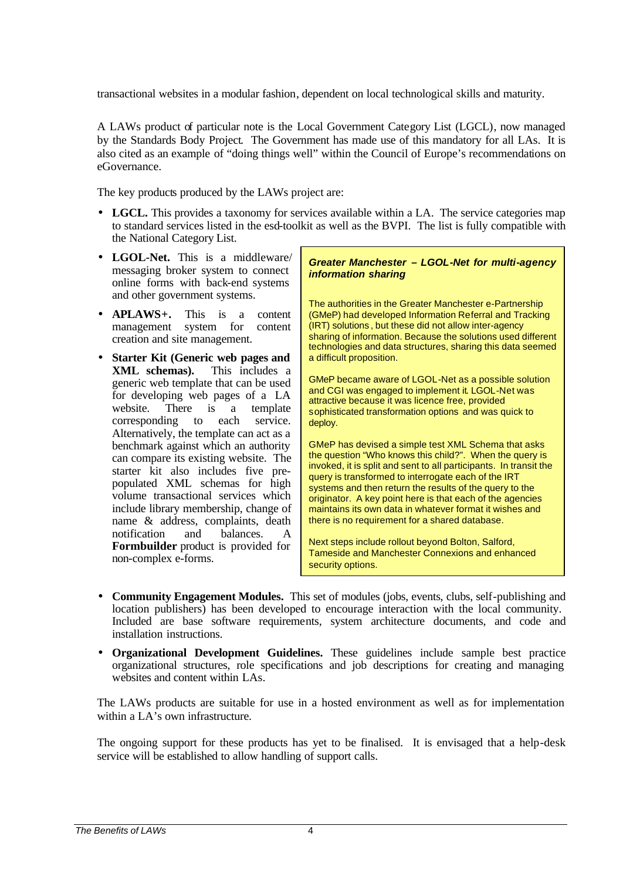transactional websites in a modular fashion, dependent on local technological skills and maturity.

A LAWs product of particular note is the Local Government Category List (LGCL), now managed by the Standards Body Project. The Government has made use of this mandatory for all LAs. It is also cited as an example of "doing things well" within the Council of Europe's recommendations on eGovernance.

The key products produced by the LAWs project are:

- **LGCL.** This provides a taxonomy for services available within a LA. The service categories map to standard services listed in the esd-toolkit as well as the BVPI. The list is fully compatible with the National Category List.
- **LGOL-Net.** This is a middleware/ messaging broker system to connect online forms with back-end systems and other government systems.
- **APLAWS+.** This is a content management system for content creation and site management.
- **Starter Kit (Generic web pages and XML schemas).** This includes a generic web template that can be used for developing web pages of a LA website. There is a template corresponding to each service. Alternatively, the template can act as a benchmark against which an authority can compare its existing website. The starter kit also includes five pre-populated XML schemas for high volume transactional services which include library membership, change of name & address, complaints, death notification and balances. A **Formbuilder** product is provided for non-complex e-forms.

> ***Greater Manchester – LGOL-Net for multi-agency information sharing***
>
> The authorities in the Greater Manchester e-Partnership (GMeP) had developed Information Referral and Tracking (IRT) solutions, but these did not allow inter-agency sharing of information. Because the solutions used different technologies and data structures, sharing this data seemed a difficult proposition.
>
> GMeP became aware of LGOL-Net as a possible solution and CGI was engaged to implement it. LGOL-Net was attractive because it was licence free, provided sophisticated transformation options and was quick to deploy.
>
> GMeP has devised a simple test XML Schema that asks the question "Who knows this child?". When the query is invoked, it is split and sent to all participants. In transit the query is transformed to interrogate each of the IRT systems and then return the results of the query to the originator. A key point here is that each of the agencies maintains its own data in whatever format it wishes and there is no requirement for a shared database.
>
> Next steps include rollout beyond Bolton, Salford, Tameside and Manchester Connexions and enhanced security options.

- **Community Engagement Modules.** This set of modules (jobs, events, clubs, self-publishing and location publishers) has been developed to encourage interaction with the local community. Included are base software requirements, system architecture documents, and code and installation instructions.
- **Organizational Development Guidelines.** These guidelines include sample best practice organizational structures, role specifications and job descriptions for creating and managing websites and content within LAs.

The LAWs products are suitable for use in a hosted environment as well as for implementation within a LA's own infrastructure.

The ongoing support for these products has yet to be finalised. It is envisaged that a help-desk service will be established to allow handling of support calls.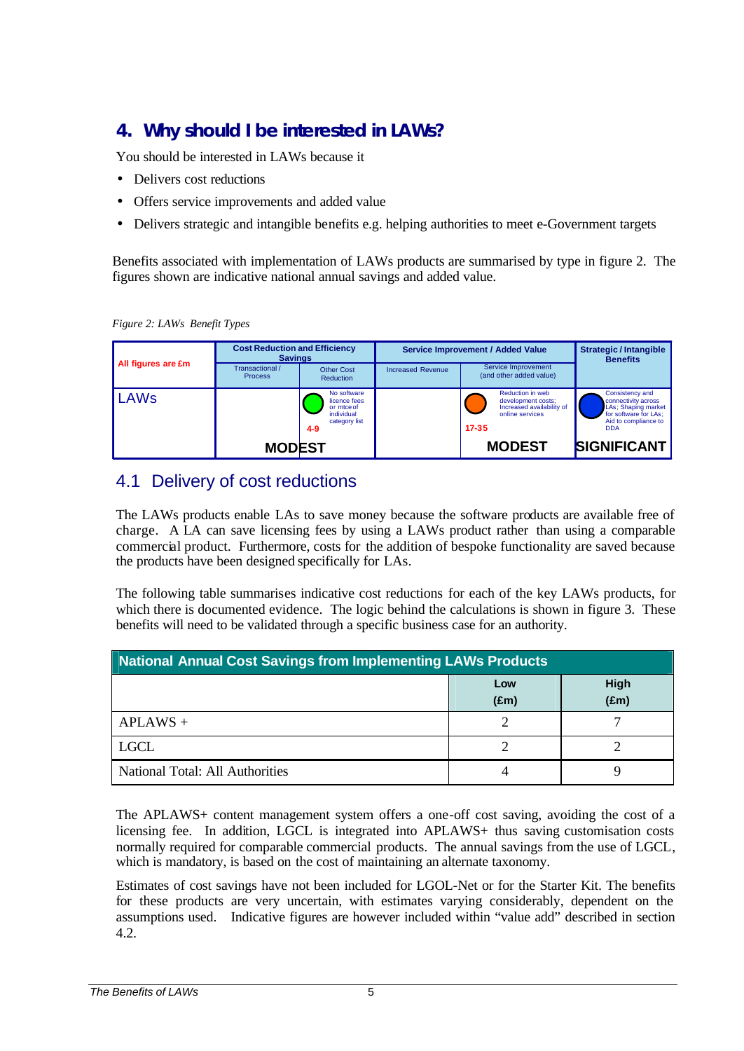## 4. Why should I be interested in LAWs?

You should be interested in LAWs because it

- Delivers cost reductions
- Offers service improvements and added value
- Delivers strategic and intangible benefits e.g. helping authorities to meet e-Government targets

Benefits associated with implementation of LAWs products are summarised by type in figure 2. The figures shown are indicative national annual savings and added value.

*Figure 2: LAWs Benefit Types*

| All figures are £m | Cost Reduction and Efficiency Savings | | Service Improvement / Added Value | | Strategic / Intangible Benefits |
|---|---|---|---|---|---|
| | Transactional / Process | Other Cost Reduction | Increased Revenue | Service Improvement (and other added value) | |
| LAWs | | No software licence fees or mtce of individual category list<br>4-9 | | Reduction in web development costs; Increased availability of online services<br>17-35 | Consistency and connectivity across LAs; Shaping market for software for LAs; Aid to compliance to DDA |
| | MODEST | | | MODEST | SIGNIFICANT |

### 4.1 Delivery of cost reductions

The LAWs products enable LAs to save money because the software products are available free of charge. A LA can save licensing fees by using a LAWs product rather than using a comparable commercial product. Furthermore, costs for the addition of bespoke functionality are saved because the products have been designed specifically for LAs.

The following table summarises indicative cost reductions for each of the key LAWs products, for which there is documented evidence. The logic behind the calculations is shown in figure 3. These benefits will need to be validated through a specific business case for an authority.

| National Annual Cost Savings from Implementing LAWs Products | | |
|---|---|---|
| | Low (£m) | High (£m) |
| APLAWS + | 2 | 7 |
| LGCL | 2 | 2 |
| National Total: All Authorities | 4 | 9 |

The APLAWS+ content management system offers a one-off cost saving, avoiding the cost of a licensing fee. In addition, LGCL is integrated into APLAWS+ thus saving customisation costs normally required for comparable commercial products. The annual savings from the use of LGCL, which is mandatory, is based on the cost of maintaining an alternate taxonomy.

Estimates of cost savings have not been included for LGOL-Net or for the Starter Kit. The benefits for these products are very uncertain, with estimates varying considerably, dependent on the assumptions used. Indicative figures are however included within "value add" described in section 4.2.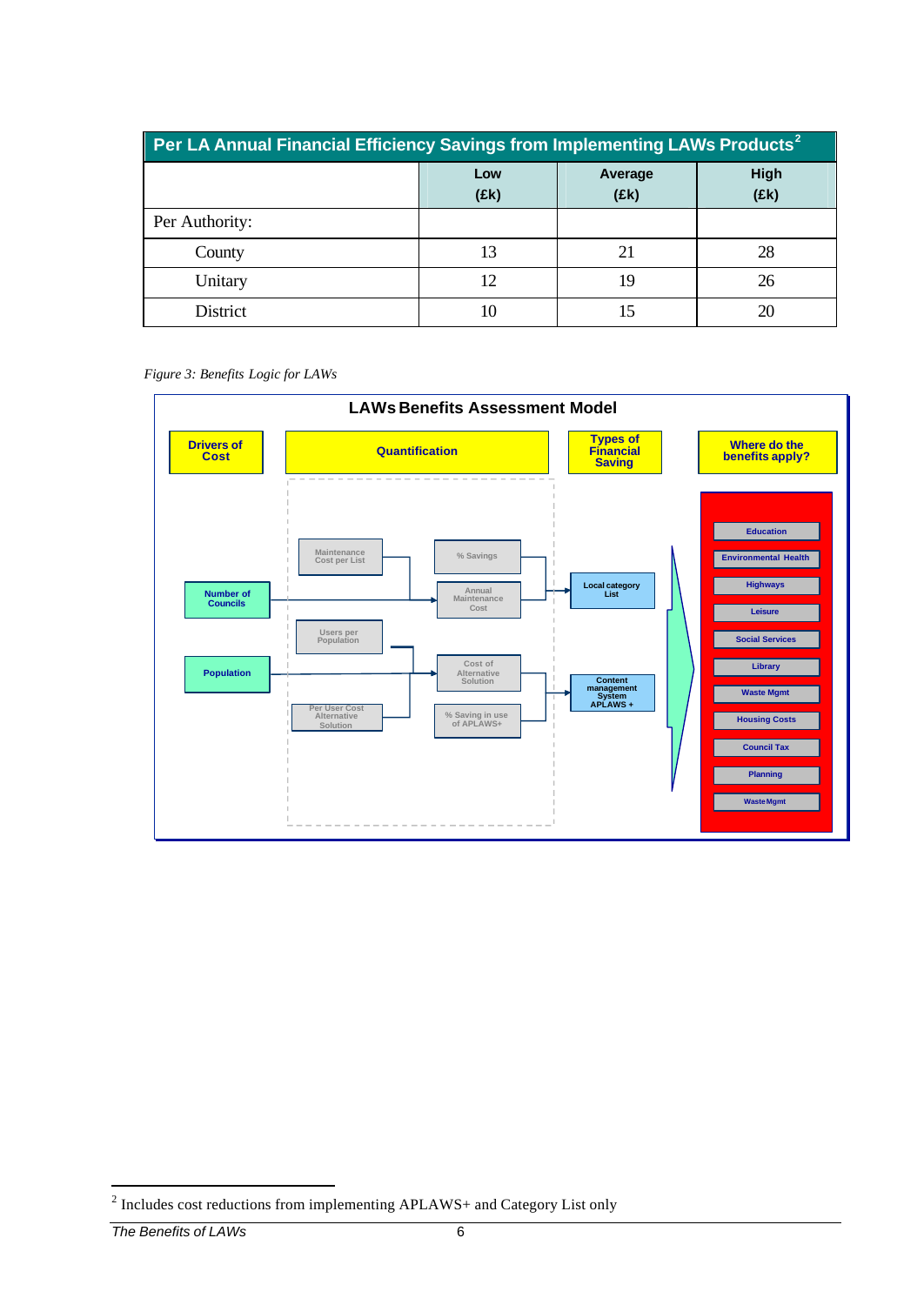| Per LA Annual Financial Efficiency Savings from Implementing LAWs Products[2] | | | |
|---|---|---|---|
| | Low (£k) | Average (£k) | High (£k) |
| Per Authority: | | | |
| County | 13 | 21 | 28 |
| Unitary | 12 | 19 | 26 |
| District | 10 | 15 | 20 |

*Figure 3: Benefits Logic for LAWs*

**LAWs Benefits Assessment Model**

| Drivers of Cost | Quantification | Types of Financial Saving | Where do the benefits apply? |
|---|---|---|---|
| Number of Councils; Population | Maintenance Cost per List; % Savings; Annual Maintenance Cost; Users per Population; Cost of Alternative Solution; Per User Cost Alternative Solution; % Saving in use of APLAWS+ | Local category List; Content management System APLAWS + | Education; Environmental Health; Highways; Leisure; Social Services; Library; Waste Mgmt; Housing Costs; Council Tax; Planning; Waste Mgmt |

[2] Includes cost reductions from implementing APLAWS+ and Category List only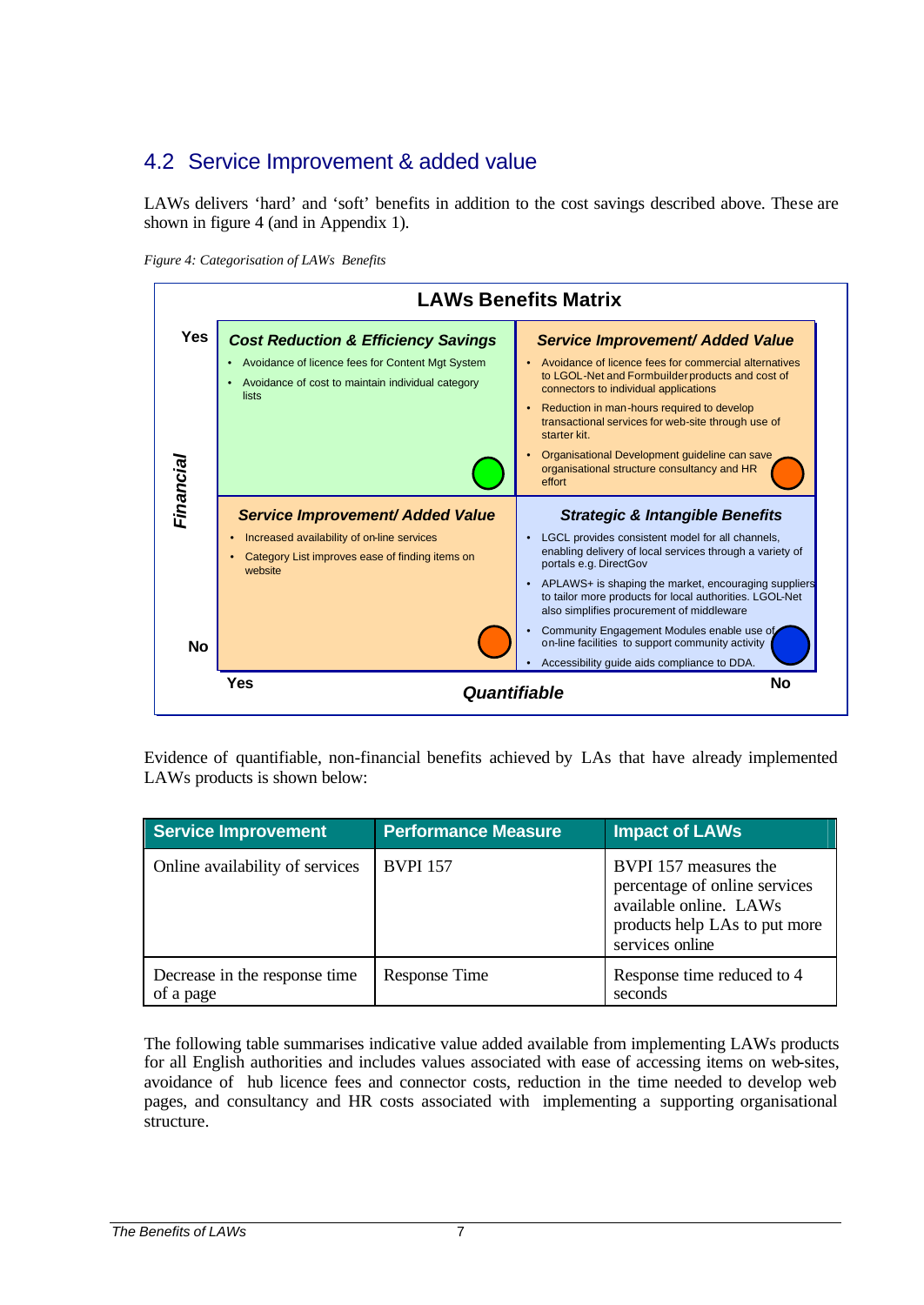## 4.2 Service Improvement & added value

LAWs delivers 'hard' and 'soft' benefits in addition to the cost savings described above. These are shown in figure 4 (and in Appendix 1).

*Figure 4: Categorisation of LAWs Benefits*

**LAWs Benefits Matrix**

| Financial \ Quantifiable | Yes | No |
|---|---|---|
| **Yes** | ***Cost Reduction & Efficiency Savings*** <br>• Avoidance of licence fees for Content Mgt System <br>• Avoidance of cost to maintain individual category lists | ***Service Improvement/ Added Value*** <br>• Avoidance of licence fees for commercial alternatives to LGOL-Net and Formbuilder products and cost of connectors to individual applications <br>• Reduction in man-hours required to develop transactional services for web-site through use of starter kit. <br>• Organisational Development guideline can save organisational structure consultancy and HR effort |
| **No** | ***Service Improvement/ Added Value*** <br>• Increased availability of on-line services <br>• Category List improves ease of finding items on website | ***Strategic & Intangible Benefits*** <br>• LGCL provides consistent model for all channels, enabling delivery of local services through a variety of portals e.g. DirectGov <br>• APLAWS+ is shaping the market, encouraging suppliers to tailor more products for local authorities. LGOL-Net also simplifies procurement of middleware <br>• Community Engagement Modules enable use of on-line facilities to support community activity <br>• Accessibility guide aids compliance to DDA. |

Evidence of quantifiable, non-financial benefits achieved by LAs that have already implemented LAWs products is shown below:

| Service Improvement | Performance Measure | Impact of LAWs |
|---|---|---|
| Online availability of services | BVPI 157 | BVPI 157 measures the percentage of online services available online. LAWs products help LAs to put more services online |
| Decrease in the response time of a page | Response Time | Response time reduced to 4 seconds |

The following table summarises indicative value added available from implementing LAWs products for all English authorities and includes values associated with ease of accessing items on web-sites, avoidance of hub licence fees and connector costs, reduction in the time needed to develop web pages, and consultancy and HR costs associated with implementing a supporting organisational structure.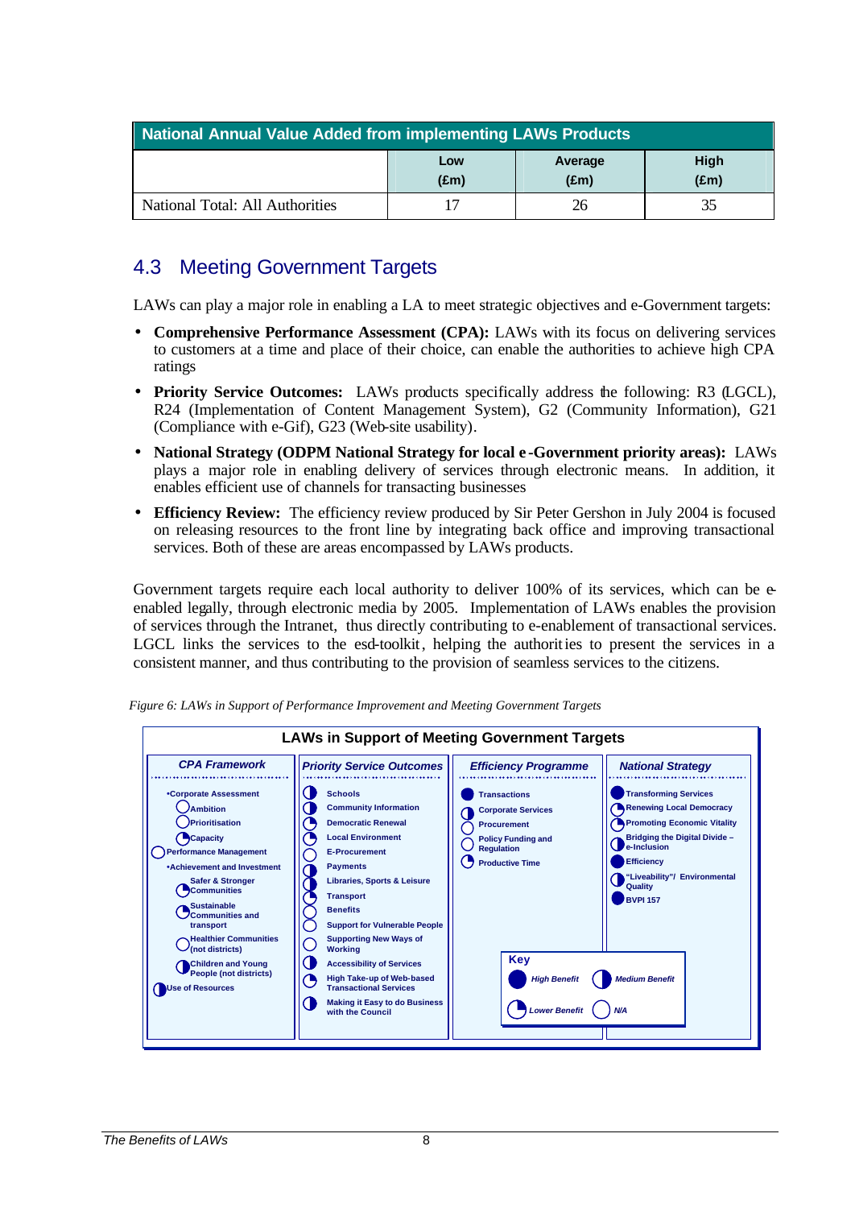| National Annual Value Added from implementing LAWs Products | | | |
|---|---|---|---|
| | Low (£m) | Average (£m) | High (£m) |
| National Total: All Authorities | 17 | 26 | 35 |

## 4.3 Meeting Government Targets

LAWs can play a major role in enabling a LA to meet strategic objectives and e-Government targets:

- **Comprehensive Performance Assessment (CPA):** LAWs with its focus on delivering services to customers at a time and place of their choice, can enable the authorities to achieve high CPA ratings
- **Priority Service Outcomes:** LAWs products specifically address the following: R3 (LGCL), R24 (Implementation of Content Management System), G2 (Community Information), G21 (Compliance with e-Gif), G23 (Web-site usability).
- **National Strategy (ODPM National Strategy for local e-Government priority areas):** LAWs plays a major role in enabling delivery of services through electronic means. In addition, it enables efficient use of channels for transacting businesses
- **Efficiency Review:** The efficiency review produced by Sir Peter Gershon in July 2004 is focused on releasing resources to the front line by integrating back office and improving transactional services. Both of these are areas encompassed by LAWs products.

Government targets require each local authority to deliver 100% of its services, which can be e-enabled legally, through electronic media by 2005. Implementation of LAWs enables the provision of services through the Intranet, thus directly contributing to e-enablement of transactional services. LGCL links the services to the esd-toolkit, helping the authorities to present the services in a consistent manner, and thus contributing to the provision of seamless services to the citizens.

*Figure 6: LAWs in Support of Performance Improvement and Meeting Government Targets*

**LAWs in Support of Meeting Government Targets**

***CPA Framework***

- Corporate Assessment
  - Ambition
  - Prioritisation
  - Capacity
- Performance Management
- Achievement and Investment
  - Safer & Stronger Communities
  - Sustainable Communities and transport
  - Healthier Communities (not districts)
  - Children and Young People (not districts)
- Use of Resources

***Priority Service Outcomes***

- Schools
- Community Information
- Democratic Renewal
- Local Environment
- E-Procurement
- Payments
- Libraries, Sports & Leisure
- Transport
- Benefits
- Support for Vulnerable People
- Supporting New Ways of Working
- Accessibility of Services
- High Take-up of Web-based Transactional Services
- Making it Easy to do Business with the Council

***Efficiency Programme***

- Transactions
- Corporate Services
- Procurement
- Policy Funding and Regulation
- Productive Time

***National Strategy***

- Transforming Services
- Renewing Local Democracy
- Promoting Economic Vitality
- Bridging the Digital Divide – e-Inclusion
- Efficiency
- "Liveability"/ Environmental Quality
- BVPI 157

**Key:** *High Benefit*, *Medium Benefit*, *Lower Benefit*, *N/A*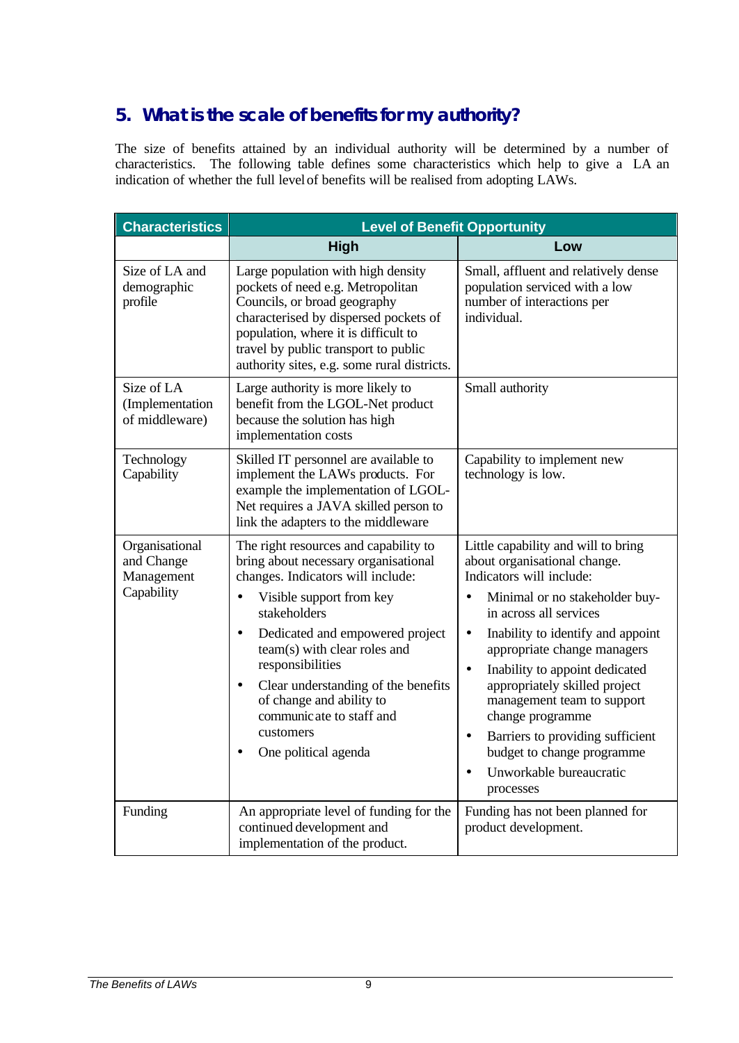## 5. What is the scale of benefits for my authority?

The size of benefits attained by an individual authority will be determined by a number of characteristics. The following table defines some characteristics which help to give a LA an indication of whether the full level of benefits will be realised from adopting LAWs.

| Characteristics | Level of Benefit Opportunity | |
|---|---|---|
| | **High** | **Low** |
| Size of LA and demographic profile | Large population with high density pockets of need e.g. Metropolitan Councils, or broad geography characterised by dispersed pockets of population, where it is difficult to travel by public transport to public authority sites, e.g. some rural districts. | Small, affluent and relatively dense population serviced with a low number of interactions per individual. |
| Size of LA (Implementation of middleware) | Large authority is more likely to benefit from the LGOL-Net product because the solution has high implementation costs | Small authority |
| Technology Capability | Skilled IT personnel are available to implement the LAWs products. For example the implementation of LGOL-Net requires a JAVA skilled person to link the adapters to the middleware | Capability to implement new technology is low. |
| Organisational and Change Management Capability | The right resources and capability to bring about necessary organisational changes. Indicators will include:<br>• Visible support from key stakeholders<br>• Dedicated and empowered project team(s) with clear roles and responsibilities<br>• Clear understanding of the benefits of change and ability to communicate to staff and customers<br>• One political agenda | Little capability and will to bring about organisational change. Indicators will include:<br>• Minimal or no stakeholder buy-in across all services<br>• Inability to identify and appoint appropriate change managers<br>• Inability to appoint dedicated appropriately skilled project management team to support change programme<br>• Barriers to providing sufficient budget to change programme<br>• Unworkable bureaucratic processes |
| Funding | An appropriate level of funding for the continued development and implementation of the product. | Funding has not been planned for product development. |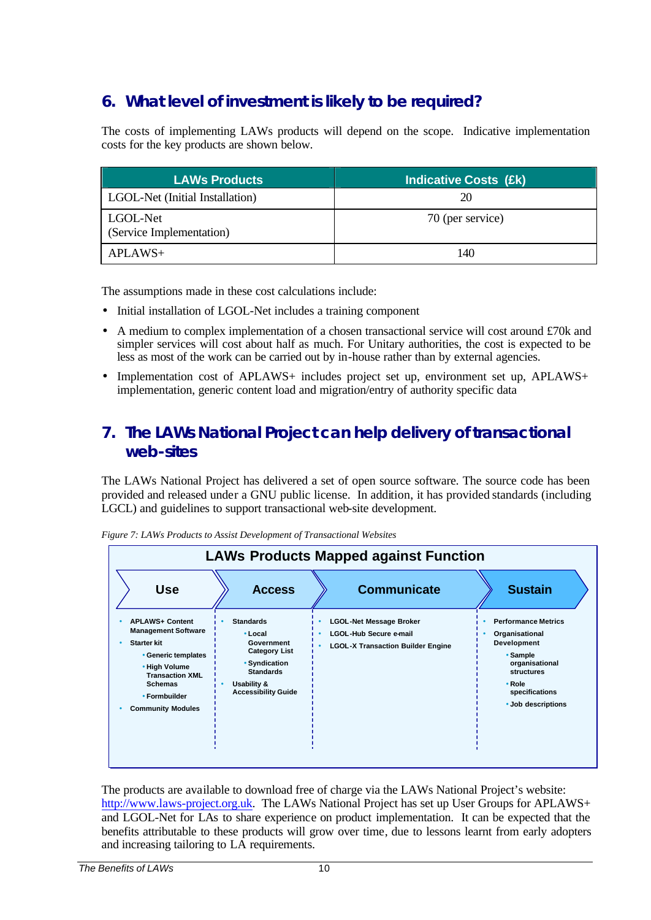## 6. What level of investment is likely to be required?

The costs of implementing LAWs products will depend on the scope. Indicative implementation costs for the key products are shown below.

| LAWs Products | Indicative Costs (£k) |
|---|---|
| LGOL-Net (Initial Installation) | 20 |
| LGOL-Net (Service Implementation) | 70 (per service) |
| APLAWS+ | 140 |

The assumptions made in these cost calculations include:

- Initial installation of LGOL-Net includes a training component
- A medium to complex implementation of a chosen transactional service will cost around £70k and simpler services will cost about half as much. For Unitary authorities, the cost is expected to be less as most of the work can be carried out by in-house rather than by external agencies.
- Implementation cost of APLAWS+ includes project set up, environment set up, APLAWS+ implementation, generic content load and migration/entry of authority specific data

## 7. The LAWs National Project can help delivery of transactional web-sites

The LAWs National Project has delivered a set of open source software. The source code has been provided and released under a GNU public license. In addition, it has provided standards (including LGCL) and guidelines to support transactional web-site development.

*Figure 7: LAWs Products to Assist Development of Transactional Websites*

**LAWs Products Mapped against Function**

| Use | Access | Communicate | Sustain |
|---|---|---|---|
| • APLAWS+ Content Management Software<br>• Starter kit<br>  • Generic templates<br>  • High Volume Transaction XML Schemas<br>  • Formbuilder<br>• Community Modules | • Standards<br>  • Local Government Category List<br>  • Syndication Standards<br>• Usability & Accessibility Guide | • LGOL-Net Message Broker<br>• LGOL-Hub Secure e-mail<br>• LGOL-X Transaction Builder Engine | • Performance Metrics<br>• Organisational Development<br>  • Sample organisational structures<br>  • Role specifications<br>  • Job descriptions |

The products are available to download free of charge via the LAWs National Project's website: http://www.laws-project.org.uk. The LAWs National Project has set up User Groups for APLAWS+ and LGOL-Net for LAs to share experience on product implementation. It can be expected that the benefits attributable to these products will grow over time, due to lessons learnt from early adopters and increasing tailoring to LA requirements.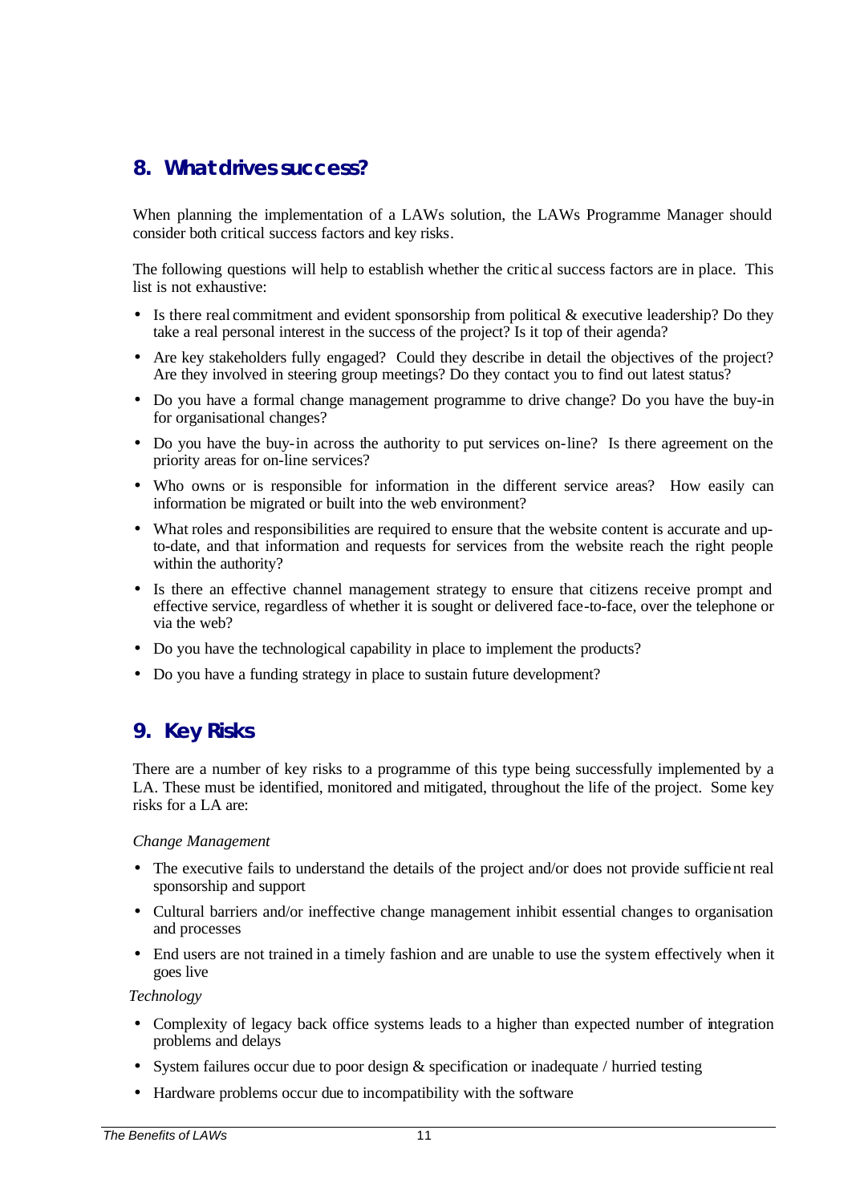## 8. What drives success?

When planning the implementation of a LAWs solution, the LAWs Programme Manager should consider both critical success factors and key risks.

The following questions will help to establish whether the critical success factors are in place. This list is not exhaustive:

- Is there real commitment and evident sponsorship from political & executive leadership? Do they take a real personal interest in the success of the project? Is it top of their agenda?
- Are key stakeholders fully engaged? Could they describe in detail the objectives of the project? Are they involved in steering group meetings? Do they contact you to find out latest status?
- Do you have a formal change management programme to drive change? Do you have the buy-in for organisational changes?
- Do you have the buy-in across the authority to put services on-line? Is there agreement on the priority areas for on-line services?
- Who owns or is responsible for information in the different service areas? How easily can information be migrated or built into the web environment?
- What roles and responsibilities are required to ensure that the website content is accurate and up-to-date, and that information and requests for services from the website reach the right people within the authority?
- Is there an effective channel management strategy to ensure that citizens receive prompt and effective service, regardless of whether it is sought or delivered face-to-face, over the telephone or via the web?
- Do you have the technological capability in place to implement the products?
- Do you have a funding strategy in place to sustain future development?

## 9. Key Risks

There are a number of key risks to a programme of this type being successfully implemented by a LA. These must be identified, monitored and mitigated, throughout the life of the project. Some key risks for a LA are:

*Change Management*

- The executive fails to understand the details of the project and/or does not provide sufficient real sponsorship and support
- Cultural barriers and/or ineffective change management inhibit essential changes to organisation and processes
- End users are not trained in a timely fashion and are unable to use the system effectively when it goes live

*Technology*

- Complexity of legacy back office systems leads to a higher than expected number of integration problems and delays
- System failures occur due to poor design & specification or inadequate / hurried testing
- Hardware problems occur due to incompatibility with the software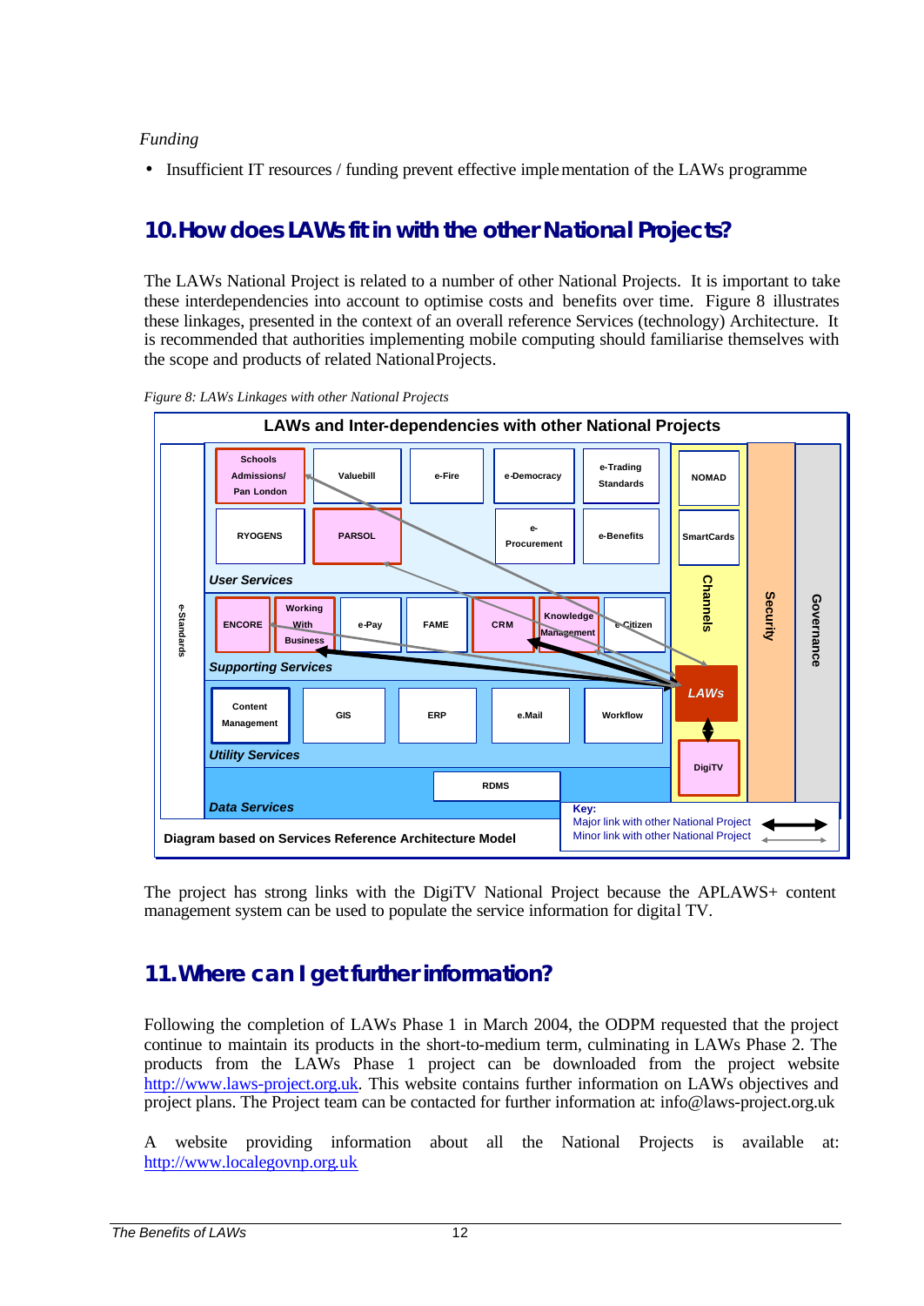*Funding*

- Insufficient IT resources / funding prevent effective implementation of the LAWs programme

## 10. How does LAWs fit in with the other National Projects?

The LAWs National Project is related to a number of other National Projects. It is important to take these interdependencies into account to optimise costs and benefits over time. Figure 8 illustrates these linkages, presented in the context of an overall reference Services (technology) Architecture. It is recommended that authorities implementing mobile computing should familiarise themselves with the scope and products of related National Projects.

*Figure 8: LAWs Linkages with other National Projects*

**LAWs and Inter-dependencies with other National Projects**

e-Standards

User Services: Schools Admissions/ Pan London, Valuebill, e-Fire, e-Democracy, e-Trading Standards, RYOGENS, PARSOL, e-Procurement, e-Benefits

Supporting Services: ENCORE, Working With Business, e-Pay, FAME, CRM, Knowledge Management, e-Citizen

Utility Services: Content Management, GIS, ERP, e.Mail, Workflow

Data Services: RDMS

Channels: NOMAD, SmartCards, LAWs, DigiTV

Security

Governance

Key:
Major link with other National Project
Minor link with other National Project

Diagram based on Services Reference Architecture Model

The project has strong links with the DigiTV National Project because the APLAWS+ content management system can be used to populate the service information for digital TV.

## 11. Where can I get further information?

Following the completion of LAWs Phase 1 in March 2004, the ODPM requested that the project continue to maintain its products in the short-to-medium term, culminating in LAWs Phase 2. The products from the LAWs Phase 1 project can be downloaded from the project website http://www.laws-project.org.uk. This website contains further information on LAWs objectives and project plans. The Project team can be contacted for further information at: info@laws-project.org.uk

A website providing information about all the National Projects is available at: http://www.localegovnp.org.uk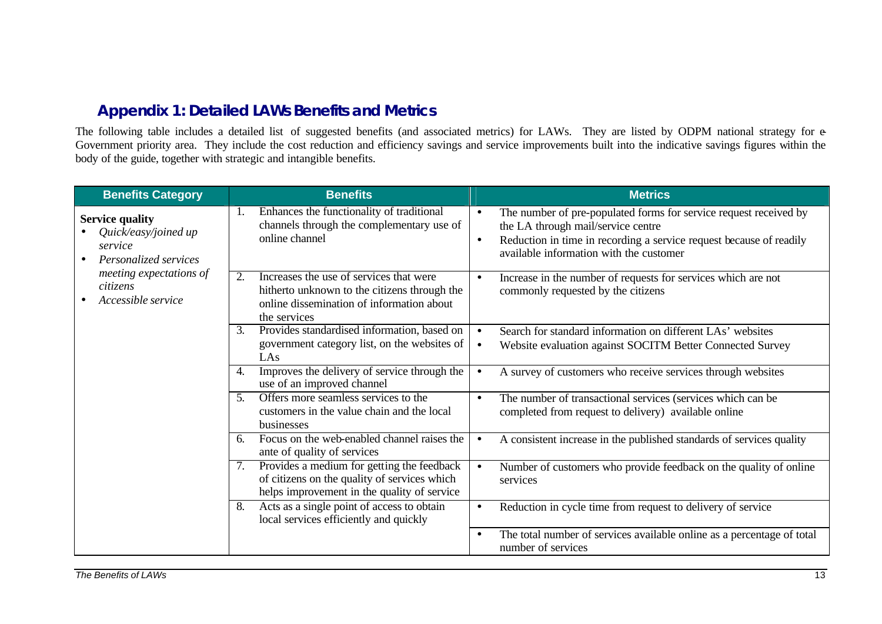## Appendix 1: Detailed LAWs Benefits and Metrics

The following table includes a detailed list of suggested benefits (and associated metrics) for LAWs. They are listed by ODPM national strategy for e-Government priority area. They include the cost reduction and efficiency savings and service improvements built into the indicative savings figures within the body of the guide, together with strategic and intangible benefits.

| Benefits Category | Benefits | Metrics |
|---|---|---|
| **Service quality**<br>• *Quick/easy/joined up service*<br>• *Personalized services meeting expectations of citizens*<br>• *Accessible service* | 1. Enhances the functionality of traditional channels through the complementary use of online channel | • The number of pre-populated forms for service request received by the LA through mail/service centre<br>• Reduction in time in recording a service request because of readily available information with the customer |
| | 2. Increases the use of services that were hitherto unknown to the citizens through the online dissemination of information about the services | • Increase in the number of requests for services which are not commonly requested by the citizens |
| | 3. Provides standardised information, based on government category list, on the websites of LAs | • Search for standard information on different LAs' websites<br>• Website evaluation against SOCITM Better Connected Survey |
| | 4. Improves the delivery of service through the use of an improved channel | • A survey of customers who receive services through websites |
| | 5. Offers more seamless services to the customers in the value chain and the local businesses | • The number of transactional services (services which can be completed from request to delivery) available online |
| | 6. Focus on the web-enabled channel raises the ante of quality of services | • A consistent increase in the published standards of services quality |
| | 7. Provides a medium for getting the feedback of citizens on the quality of services which helps improvement in the quality of service | • Number of customers who provide feedback on the quality of online services |
| | 8. Acts as a single point of access to obtain local services efficiently and quickly | • Reduction in cycle time from request to delivery of service |
| | | • The total number of services available online as a percentage of total number of services |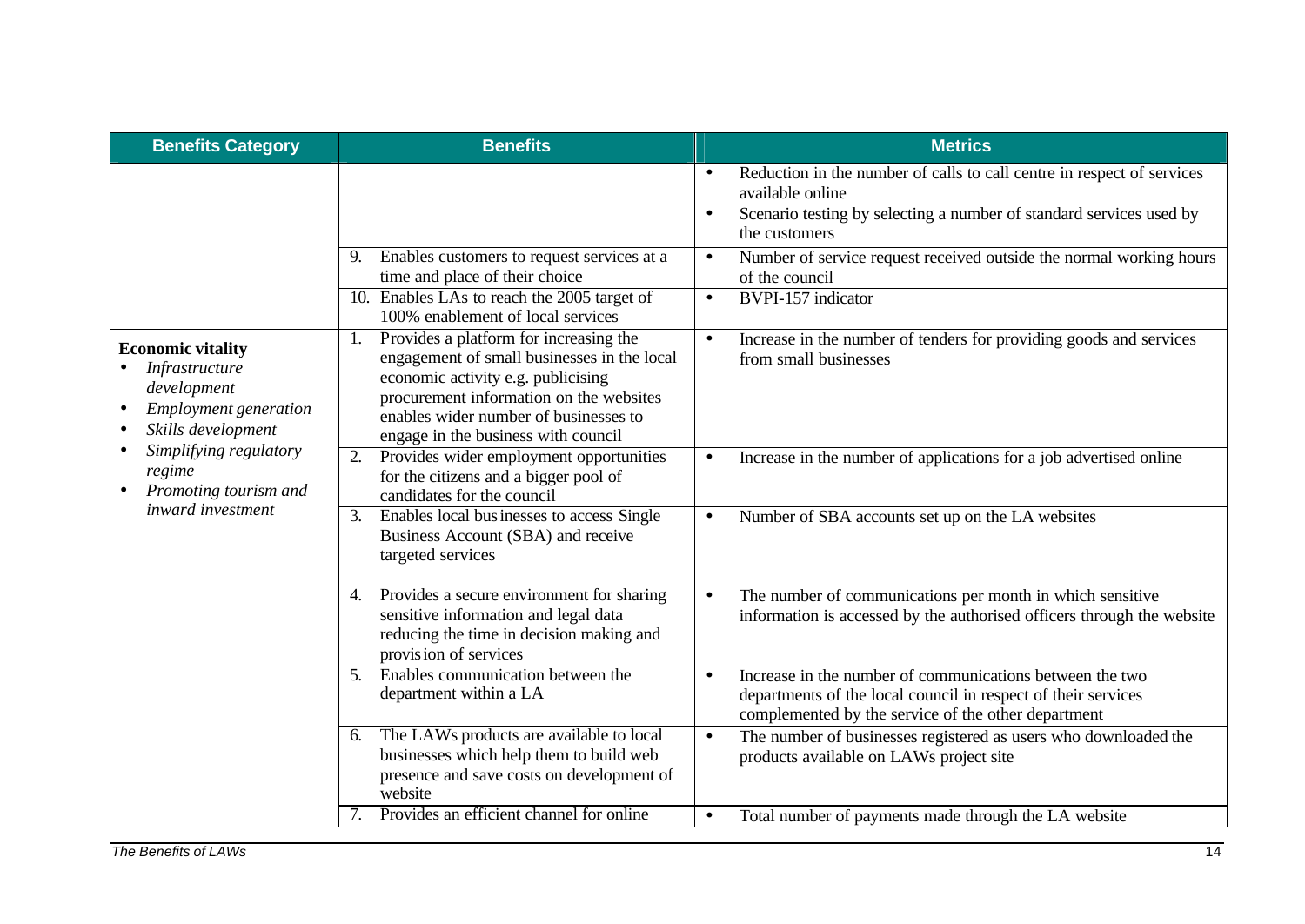| Benefits Category | Benefits | Metrics |
|---|---|---|
| | | • Reduction in the number of calls to call centre in respect of services available online<br>• Scenario testing by selecting a number of standard services used by the customers |
| | 9. Enables customers to request services at a time and place of their choice | • Number of service request received outside the normal working hours of the council |
| | 10. Enables LAs to reach the 2005 target of 100% enablement of local services | • BVPI-157 indicator |
| **Economic vitality**<br>• *Infrastructure development*<br>• *Employment generation*<br>• *Skills development*<br>• *Simplifying regulatory regime*<br>• *Promoting tourism and inward investment* | 1. Provides a platform for increasing the engagement of small businesses in the local economic activity e.g. publicising procurement information on the websites enables wider number of businesses to engage in the business with council | • Increase in the number of tenders for providing goods and services from small businesses |
| | 2. Provides wider employment opportunities for the citizens and a bigger pool of candidates for the council | • Increase in the number of applications for a job advertised online |
| | 3. Enables local businesses to access Single Business Account (SBA) and receive targeted services | • Number of SBA accounts set up on the LA websites |
| | 4. Provides a secure environment for sharing sensitive information and legal data reducing the time in decision making and provision of services | • The number of communications per month in which sensitive information is accessed by the authorised officers through the website |
| | 5. Enables communication between the department within a LA | • Increase in the number of communications between the two departments of the local council in respect of their services complemented by the service of the other department |
| | 6. The LAWs products are available to local businesses which help them to build web presence and save costs on development of website | • The number of businesses registered as users who downloaded the products available on LAWs project site |
| | 7. Provides an efficient channel for online | • Total number of payments made through the LA website |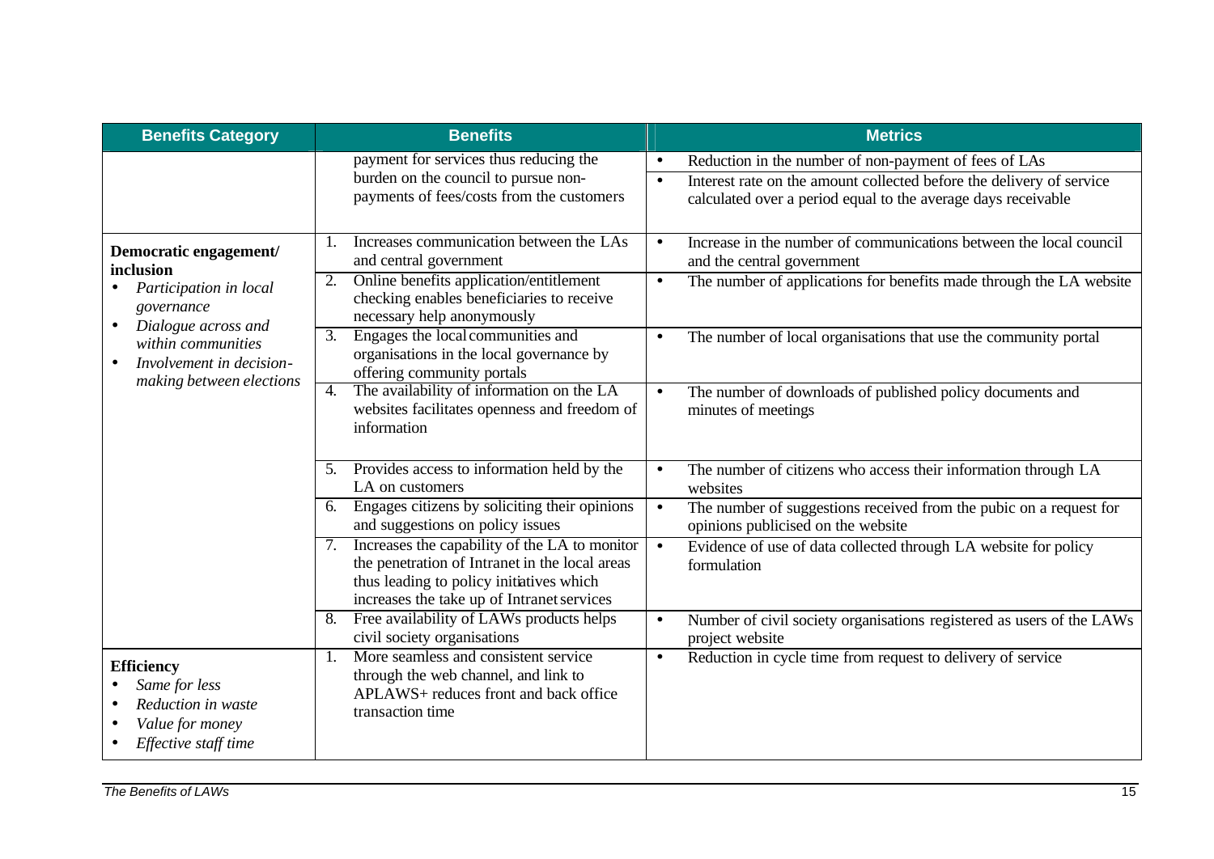| Benefits Category | Benefits | Metrics |
|---|---|---|
| | payment for services thus reducing the burden on the council to pursue non-payments of fees/costs from the customers | • Reduction in the number of non-payment of fees of LAs<br>• Interest rate on the amount collected before the delivery of service calculated over a period equal to the average days receivable |
| **Democratic engagement/ inclusion**<br>• *Participation in local governance*<br>• *Dialogue across and within communities*<br>• *Involvement in decision-making between elections* | 1. Increases communication between the LAs and central government | • Increase in the number of communications between the local council and the central government |
| | 2. Online benefits application/entitlement checking enables beneficiaries to receive necessary help anonymously | • The number of applications for benefits made through the LA website |
| | 3. Engages the local communities and organisations in the local governance by offering community portals | • The number of local organisations that use the community portal |
| | 4. The availability of information on the LA websites facilitates openness and freedom of information | • The number of downloads of published policy documents and minutes of meetings |
| | 5. Provides access to information held by the LA on customers | • The number of citizens who access their information through LA websites |
| | 6. Engages citizens by soliciting their opinions and suggestions on policy issues | • The number of suggestions received from the pubic on a request for opinions publicised on the website |
| | 7. Increases the capability of the LA to monitor the penetration of Intranet in the local areas thus leading to policy initiatives which increases the take up of Intranet services | • Evidence of use of data collected through LA website for policy formulation |
| | 8. Free availability of LAWs products helps civil society organisations | • Number of civil society organisations registered as users of the LAWs project website |
| **Efficiency**<br>• *Same for less*<br>• *Reduction in waste*<br>• *Value for money*<br>• *Effective staff time* | 1. More seamless and consistent service through the web channel, and link to APLAWS+ reduces front and back office transaction time | • Reduction in cycle time from request to delivery of service |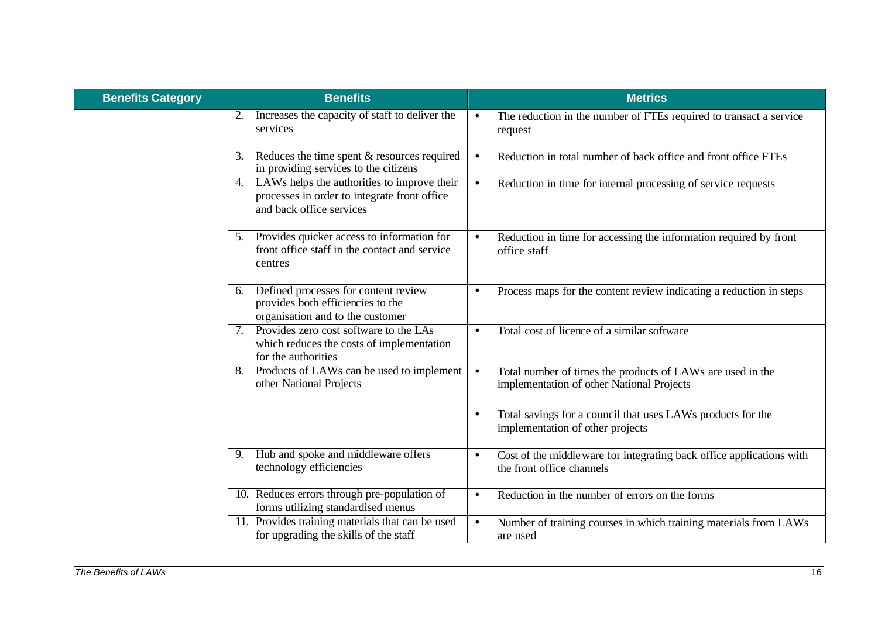| Benefits Category | Benefits | Metrics |
|---|---|---|
| | 2. Increases the capacity of staff to deliver the services | • The reduction in the number of FTEs required to transact a service request |
| | 3. Reduces the time spent & resources required in providing services to the citizens | • Reduction in total number of back office and front office FTEs |
| | 4. LAWs helps the authorities to improve their processes in order to integrate front office and back office services | • Reduction in time for internal processing of service requests |
| | 5. Provides quicker access to information for front office staff in the contact and service centres | • Reduction in time for accessing the information required by front office staff |
| | 6. Defined processes for content review provides both efficiencies to the organisation and to the customer | • Process maps for the content review indicating a reduction in steps |
| | 7. Provides zero cost software to the LAs which reduces the costs of implementation for the authorities | • Total cost of licence of a similar software |
| | 8. Products of LAWs can be used to implement other National Projects | • Total number of times the products of LAWs are used in the implementation of other National Projects |
| | | • Total savings for a council that uses LAWs products for the implementation of other projects |
| | 9. Hub and spoke and middleware offers technology efficiencies | • Cost of the middleware for integrating back office applications with the front office channels |
| | 10. Reduces errors through pre-population of forms utilizing standardised menus | • Reduction in the number of errors on the forms |
| | 11. Provides training materials that can be used for upgrading the skills of the staff | • Number of training courses in which training materials from LAWs are used |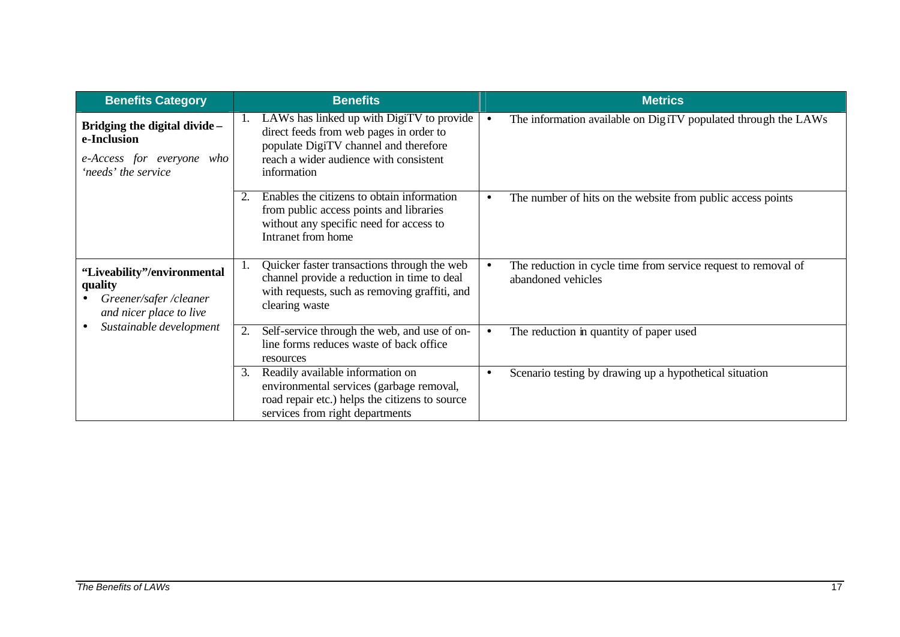| Benefits Category | Benefits | Metrics |
|---|---|---|
| **Bridging the digital divide – e-Inclusion**<br>*e-Access for everyone who 'needs' the service* | 1. LAWs has linked up with DigiTV to provide direct feeds from web pages in order to populate DigiTV channel and therefore reach a wider audience with consistent information | • The information available on DigiTV populated through the LAWs |
| | 2. Enables the citizens to obtain information from public access points and libraries without any specific need for access to Intranet from home | • The number of hits on the website from public access points |
| **"Liveability"/environmental quality**<br>• *Greener/safer /cleaner and nicer place to live*<br>• *Sustainable development* | 1. Quicker faster transactions through the web channel provide a reduction in time to deal with requests, such as removing graffiti, and clearing waste | • The reduction in cycle time from service request to removal of abandoned vehicles |
| | 2. Self-service through the web, and use of on-line forms reduces waste of back office resources | • The reduction in quantity of paper used |
| | 3. Readily available information on environmental services (garbage removal, road repair etc.) helps the citizens to source services from right departments | • Scenario testing by drawing up a hypothetical situation |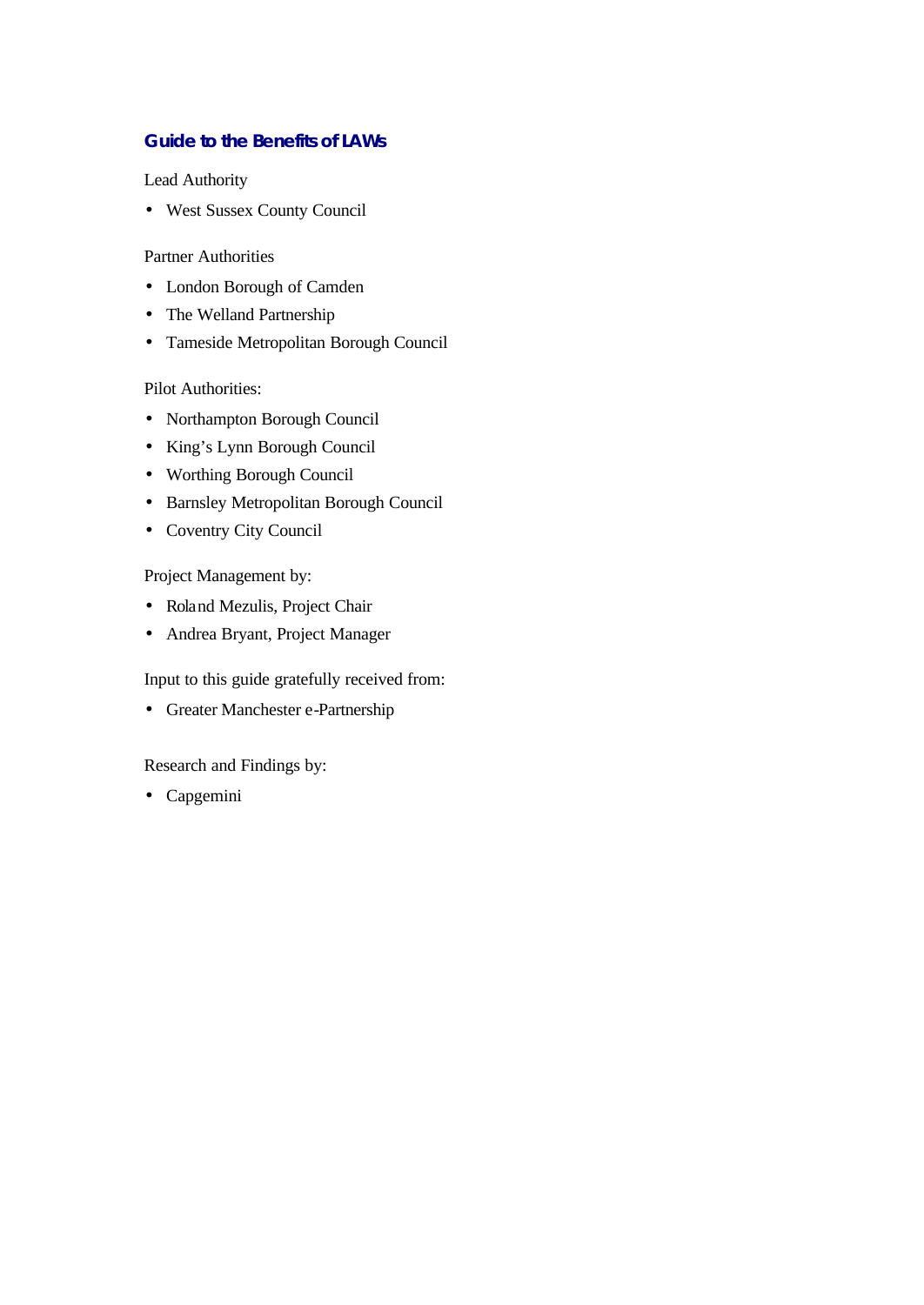## Guide to the Benefits of LAWs

Lead Authority

- West Sussex County Council

Partner Authorities

- London Borough of Camden
- The Welland Partnership
- Tameside Metropolitan Borough Council

Pilot Authorities:

- Northampton Borough Council
- King's Lynn Borough Council
- Worthing Borough Council
- Barnsley Metropolitan Borough Council
- Coventry City Council

Project Management by:

- Roland Mezulis, Project Chair
- Andrea Bryant, Project Manager

Input to this guide gratefully received from:

- Greater Manchester e-Partnership

Research and Findings by:

- Capgemini